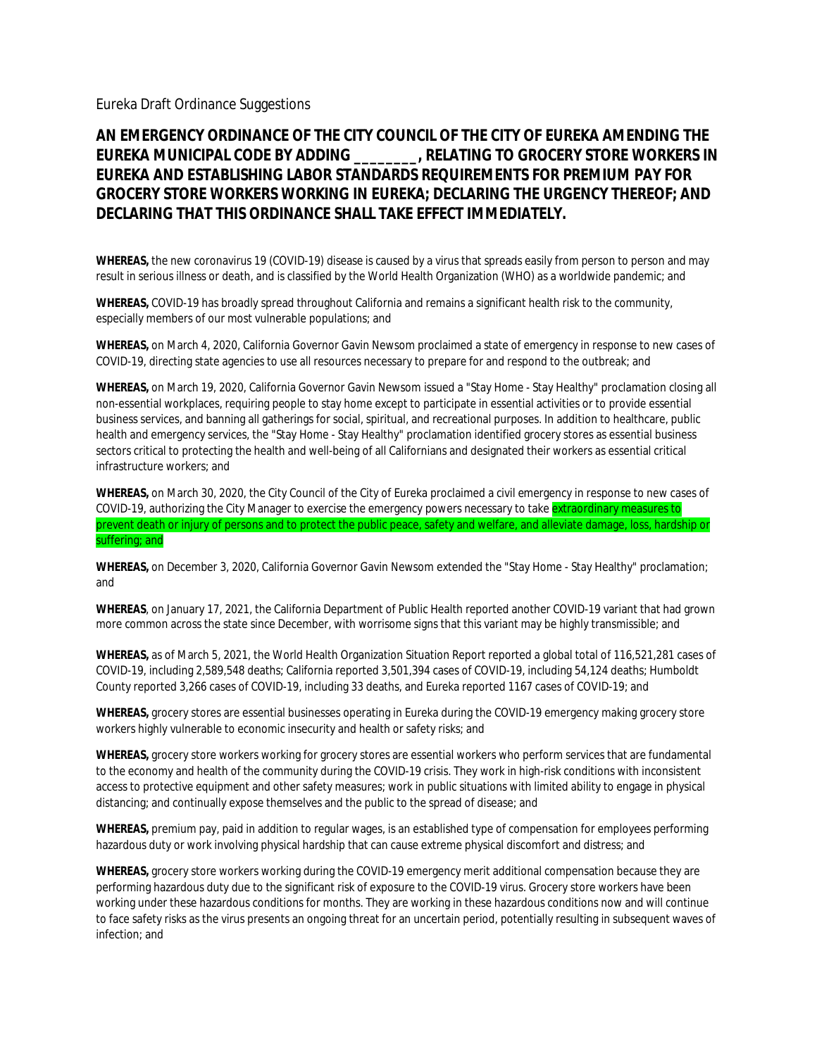Eureka Draft Ordinance Suggestions

# AN EMERGENCY ORDINANCE OF THE CITY COUNCIL OF THE CITY OF EUREKA AMENDING THE EUREKA MUNICIPAL CODE BY ADDING ________, RELATING TO GROCERY STORE WORKERS IN EUREKA AND ESTABLISHING LABOR STANDARDS REQUIREMENTS FOR PREMIUM PAY FOR GROCERY STORE WORKERS WORKING IN EUREKA; DECLARING THE URGENCY THEREOF; AND DECLARING THAT THIS ORDINANCE SHALL TAKE EFFECT IMMEDIATELY.

**WHEREAS,** the new coronavirus 19 (COVID-19) disease is caused by a virus that spreads easily from person to person and may result in serious illness or death, and is classified by the World Health Organization (WHO) as a worldwide pandemic; and

**WHEREAS,** COVID-19 has broadly spread throughout California and remains a significant health risk to the community, especially members of our most vulnerable populations; and

**WHEREAS,** on March 4, 2020, California Governor Gavin Newsom proclaimed a state of emergency in response to new cases of COVID-19, directing state agencies to use all resources necessary to prepare for and respond to the outbreak; and

**WHEREAS,** on March 19, 2020, California Governor Gavin Newsom issued a "Stay Home - Stay Healthy" proclamation closing all non-essential workplaces, requiring people to stay home except to participate in essential activities or to provide essential business services, and banning all gatherings for social, spiritual, and recreational purposes. In addition to healthcare, public health and emergency services, the "Stay Home - Stay Healthy" proclamation identified grocery stores as essential business sectors critical to protecting the health and well-being of all Californians and designated their workers as essential critical infrastructure workers; and

**WHEREAS,** on March 30, 2020, the City Council of the City of Eureka proclaimed a civil emergency in response to new cases of COVID-19, authorizing the City Manager to exercise the emergency powers necessary to take extraordinary measures to prevent death or injury of persons and to protect the public peace, safety and welfare, and alleviate damage, loss, hardship or suffering; and

**WHEREAS,** on December 3, 2020, California Governor Gavin Newsom extended the "Stay Home - Stay Healthy" proclamation; and

**WHEREAS**, on January 17, 2021, the California Department of Public Health reported another COVID-19 variant that had grown more common across the state since December, with worrisome signs that this variant may be highly transmissible; and

**WHEREAS,** as of March 5, 2021, the World Health Organization Situation Report reported a global total of 116,521,281 cases of COVID-19, including 2,589,548 deaths; California reported 3,501,394 cases of COVID-19, including 54,124 deaths; Humboldt County reported 3,266 cases of COVID-19, including 33 deaths, and Eureka reported 1167 cases of COVID-19; and

**WHEREAS,** grocery stores are essential businesses operating in Eureka during the COVID-19 emergency making grocery store workers highly vulnerable to economic insecurity and health or safety risks; and

**WHEREAS,** grocery store workers working for grocery stores are essential workers who perform services that are fundamental to the economy and health of the community during the COVID-19 crisis. They work in high-risk conditions with inconsistent access to protective equipment and other safety measures; work in public situations with limited ability to engage in physical distancing; and continually expose themselves and the public to the spread of disease; and

**WHEREAS,** premium pay, paid in addition to regular wages, is an established type of compensation for employees performing hazardous duty or work involving physical hardship that can cause extreme physical discomfort and distress; and

**WHEREAS,** grocery store workers working during the COVID-19 emergency merit additional compensation because they are performing hazardous duty due to the significant risk of exposure to the COVID-19 virus. Grocery store workers have been working under these hazardous conditions for months. They are working in these hazardous conditions now and will continue to face safety risks as the virus presents an ongoing threat for an uncertain period, potentially resulting in subsequent waves of infection; and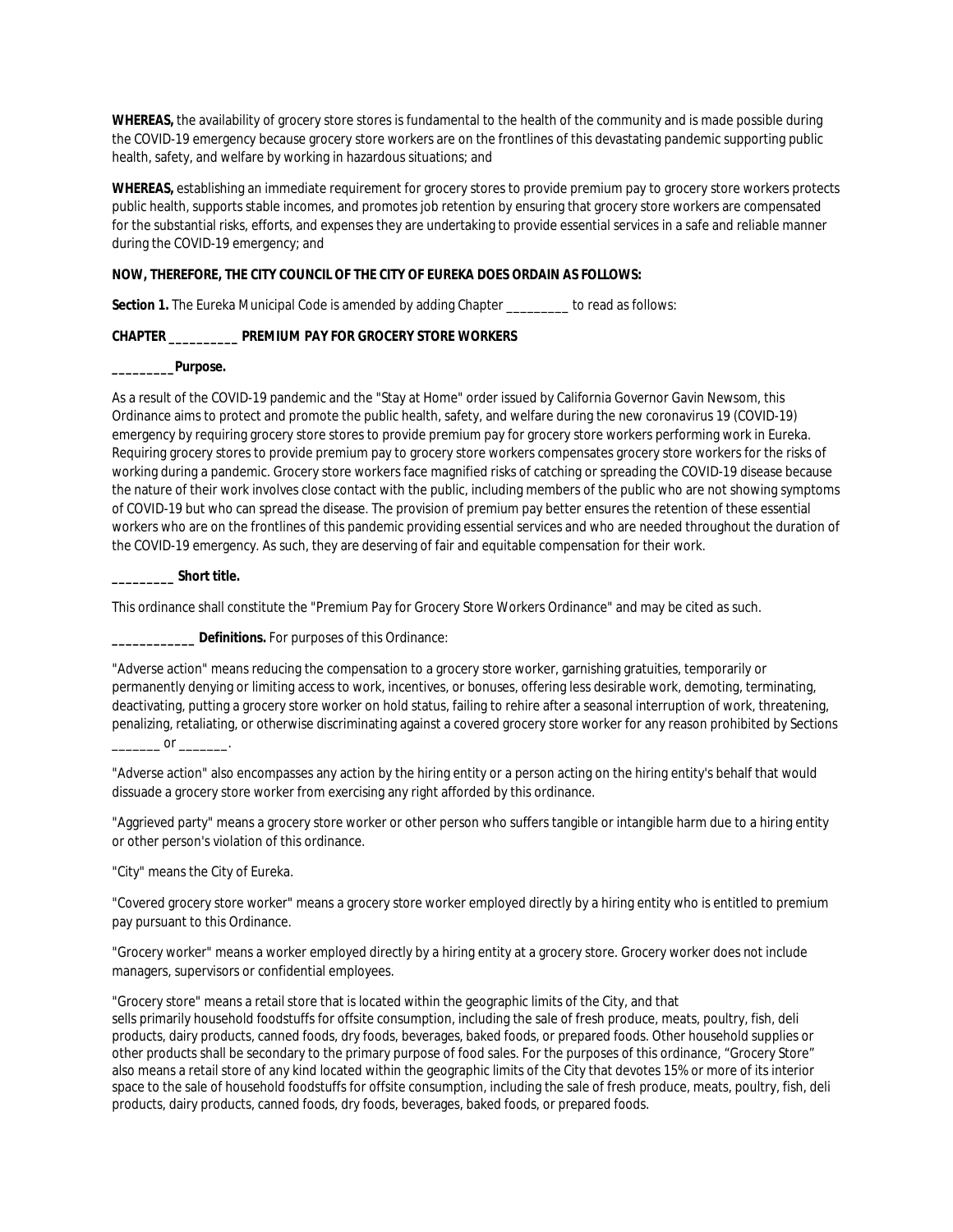**WHEREAS,** the availability of grocery store stores is fundamental to the health of the community and is made possible during the COVID-19 emergency because grocery store workers are on the frontlines of this devastating pandemic supporting public health, safety, and welfare by working in hazardous situations; and

**WHEREAS,** establishing an immediate requirement for grocery stores to provide premium pay to grocery store workers protects public health, supports stable incomes, and promotes job retention by ensuring that grocery store workers are compensated for the substantial risks, efforts, and expenses they are undertaking to provide essential services in a safe and reliable manner during the COVID-19 emergency; and

**NOW, THEREFORE, THE CITY COUNCIL OF THE CITY OF EUREKA DOES ORDAIN AS FOLLOWS:**

**Section 1.** The Eureka Municipal Code is amended by adding Chapter _________ to read as follows:

**CHAPTER __________ PREMIUM PAY FOR GROCERY STORE WORKERS**

**_________Purpose.**

As a result of the COVID-19 pandemic and the "Stay at Home" order issued by California Governor Gavin Newsom, this Ordinance aims to protect and promote the public health, safety, and welfare during the new coronavirus 19 (COVID-19) emergency by requiring grocery store stores to provide premium pay for grocery store workers performing work in Eureka. Requiring grocery stores to provide premium pay to grocery store workers compensates grocery store workers for the risks of working during a pandemic. Grocery store workers face magnified risks of catching or spreading the COVID-19 disease because the nature of their work involves close contact with the public, including members of the public who are not showing symptoms of COVID-19 but who can spread the disease. The provision of premium pay better ensures the retention of these essential workers who are on the frontlines of this pandemic providing essential services and who are needed throughout the duration of the COVID-19 emergency. As such, they are deserving of fair and equitable compensation for their work.

**_________ Short title.**

This ordinance shall constitute the "Premium Pay for Grocery Store Workers Ordinance" and may be cited as such.

**____________ Definitions.** For purposes of this Ordinance:

"Adverse action" means reducing the compensation to a grocery store worker, garnishing gratuities, temporarily or permanently denying or limiting access to work, incentives, or bonuses, offering less desirable work, demoting, terminating, deactivating, putting a grocery store worker on hold status, failing to rehire after a seasonal interruption of work, threatening, penalizing, retaliating, or otherwise discriminating against a covered grocery store worker for any reason prohibited by Sections _______ or _______.

"Adverse action" also encompasses any action by the hiring entity or a person acting on the hiring entity's behalf that would dissuade a grocery store worker from exercising any right afforded by this ordinance.

"Aggrieved party" means a grocery store worker or other person who suffers tangible or intangible harm due to a hiring entity or other person's violation of this ordinance.

"City" means the City of Eureka.

"Covered grocery store worker" means a grocery store worker employed directly by a hiring entity who is entitled to premium pay pursuant to this Ordinance.

"Grocery worker" means a worker employed directly by a hiring entity at a grocery store. Grocery worker does not include managers, supervisors or confidential employees.

"Grocery store" means a retail store that is located within the geographic limits of the City, and that sells primarily household foodstuffs for offsite consumption, including the sale of fresh produce, meats, poultry, fish, deli products, dairy products, canned foods, dry foods, beverages, baked foods, or prepared foods. Other household supplies or other products shall be secondary to the primary purpose of food sales. For the purposes of this ordinance, "Grocery Store" also means a retail store of any kind located within the geographic limits of the City that devotes 15% or more of its interior space to the sale of household foodstuffs for offsite consumption, including the sale of fresh produce, meats, poultry, fish, deli products, dairy products, canned foods, dry foods, beverages, baked foods, or prepared foods.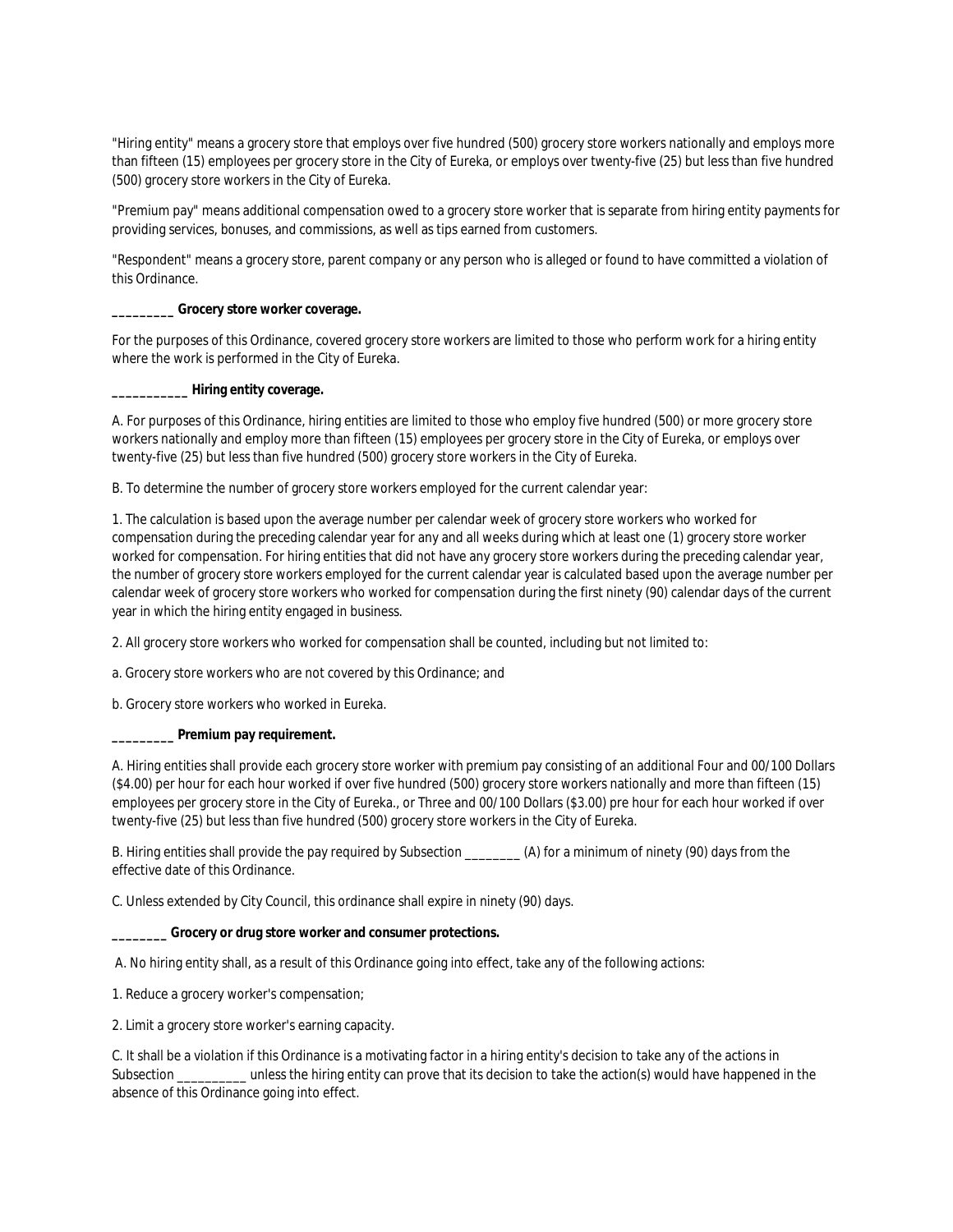"Hiring entity" means a grocery store that employs over five hundred (500) grocery store workers nationally and employs more than fifteen (15) employees per grocery store in the City of Eureka, or employs over twenty-five (25) but less than five hundred (500) grocery store workers in the City of Eureka.

"Premium pay" means additional compensation owed to a grocery store worker that is separate from hiring entity payments for providing services, bonuses, and commissions, as well as tips earned from customers.

"Respondent" means a grocery store, parent company or any person who is alleged or found to have committed a violation of this Ordinance.

**_________ Grocery store worker coverage.**

For the purposes of this Ordinance, covered grocery store workers are limited to those who perform work for a hiring entity where the work is performed in the City of Eureka.

**___________ Hiring entity coverage.**

A. For purposes of this Ordinance, hiring entities are limited to those who employ five hundred (500) or more grocery store workers nationally and employ more than fifteen (15) employees per grocery store in the City of Eureka, or employs over twenty-five (25) but less than five hundred (500) grocery store workers in the City of Eureka.

B. To determine the number of grocery store workers employed for the current calendar year:

1. The calculation is based upon the average number per calendar week of grocery store workers who worked for compensation during the preceding calendar year for any and all weeks during which at least one (1) grocery store worker worked for compensation. For hiring entities that did not have any grocery store workers during the preceding calendar year, the number of grocery store workers employed for the current calendar year is calculated based upon the average number per calendar week of grocery store workers who worked for compensation during the first ninety (90) calendar days of the current year in which the hiring entity engaged in business.

2. All grocery store workers who worked for compensation shall be counted, including but not limited to:

a. Grocery store workers who are not covered by this Ordinance; and

b. Grocery store workers who worked in Eureka.

**_________ Premium pay requirement.**

A. Hiring entities shall provide each grocery store worker with premium pay consisting of an additional Four and 00/100 Dollars ($4.00) per hour for each hour worked if over five hundred (500) grocery store workers nationally and more than fifteen (15) employees per grocery store in the City of Eureka., or Three and 00/100 Dollars ($3.00) pre hour for each hour worked if over twenty-five (25) but less than five hundred (500) grocery store workers in the City of Eureka.

B. Hiring entities shall provide the pay required by Subsection ________ (A) for a minimum of ninety (90) days from the effective date of this Ordinance.

C. Unless extended by City Council, this ordinance shall expire in ninety (90) days.

**________ Grocery or drug store worker and consumer protections.**

A. No hiring entity shall, as a result of this Ordinance going into effect, take any of the following actions:

1. Reduce a grocery worker's compensation;

2. Limit a grocery store worker's earning capacity.

C. It shall be a violation if this Ordinance is a motivating factor in a hiring entity's decision to take any of the actions in Subsection __________ unless the hiring entity can prove that its decision to take the action(s) would have happened in the absence of this Ordinance going into effect.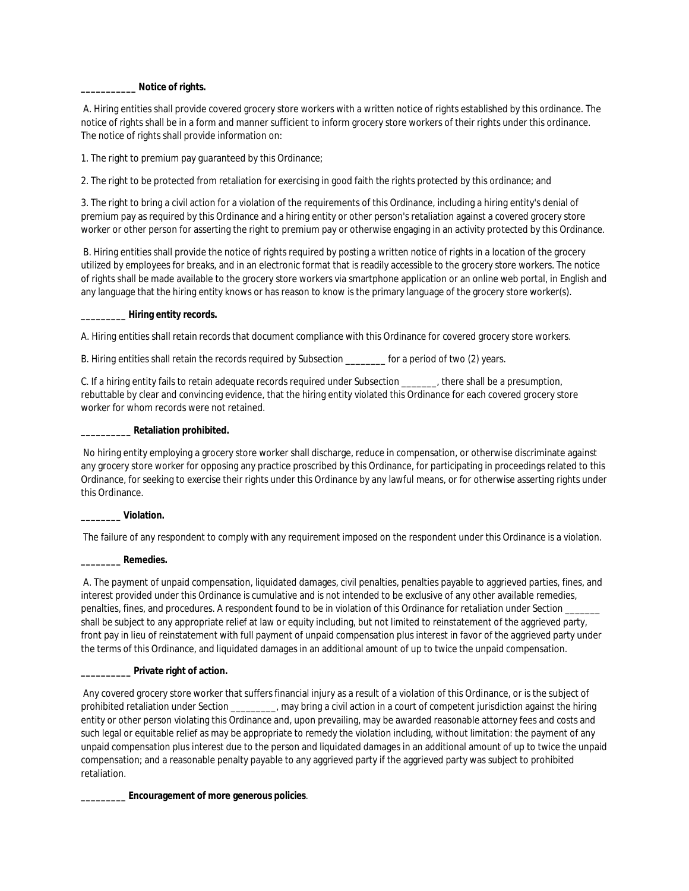**___________ Notice of rights.**

A. Hiring entities shall provide covered grocery store workers with a written notice of rights established by this ordinance. The notice of rights shall be in a form and manner sufficient to inform grocery store workers of their rights under this ordinance. The notice of rights shall provide information on:

1. The right to premium pay guaranteed by this Ordinance;

2. The right to be protected from retaliation for exercising in good faith the rights protected by this ordinance; and

3. The right to bring a civil action for a violation of the requirements of this Ordinance, including a hiring entity's denial of premium pay as required by this Ordinance and a hiring entity or other person's retaliation against a covered grocery store worker or other person for asserting the right to premium pay or otherwise engaging in an activity protected by this Ordinance.

B. Hiring entities shall provide the notice of rights required by posting a written notice of rights in a location of the grocery utilized by employees for breaks, and in an electronic format that is readily accessible to the grocery store workers. The notice of rights shall be made available to the grocery store workers via smartphone application or an online web portal, in English and any language that the hiring entity knows or has reason to know is the primary language of the grocery store worker(s).

**_________ Hiring entity records.**

A. Hiring entities shall retain records that document compliance with this Ordinance for covered grocery store workers.

B. Hiring entities shall retain the records required by Subsection ________ for a period of two (2) years.

C. If a hiring entity fails to retain adequate records required under Subsection _______, there shall be a presumption, rebuttable by clear and convincing evidence, that the hiring entity violated this Ordinance for each covered grocery store worker for whom records were not retained.

**__________ Retaliation prohibited.**

No hiring entity employing a grocery store worker shall discharge, reduce in compensation, or otherwise discriminate against any grocery store worker for opposing any practice proscribed by this Ordinance, for participating in proceedings related to this Ordinance, for seeking to exercise their rights under this Ordinance by any lawful means, or for otherwise asserting rights under this Ordinance.

**________ Violation.**

The failure of any respondent to comply with any requirement imposed on the respondent under this Ordinance is a violation.

**________ Remedies.**

A. The payment of unpaid compensation, liquidated damages, civil penalties, penalties payable to aggrieved parties, fines, and interest provided under this Ordinance is cumulative and is not intended to be exclusive of any other available remedies, penalties, fines, and procedures. A respondent found to be in violation of this Ordinance for retaliation under Section _______ shall be subject to any appropriate relief at law or equity including, but not limited to reinstatement of the aggrieved party, front pay in lieu of reinstatement with full payment of unpaid compensation plus interest in favor of the aggrieved party under the terms of this Ordinance, and liquidated damages in an additional amount of up to twice the unpaid compensation.

**__________ Private right of action.**

Any covered grocery store worker that suffers financial injury as a result of a violation of this Ordinance, or is the subject of prohibited retaliation under Section _________, may bring a civil action in a court of competent jurisdiction against the hiring entity or other person violating this Ordinance and, upon prevailing, may be awarded reasonable attorney fees and costs and such legal or equitable relief as may be appropriate to remedy the violation including, without limitation: the payment of any unpaid compensation plus interest due to the person and liquidated damages in an additional amount of up to twice the unpaid compensation; and a reasonable penalty payable to any aggrieved party if the aggrieved party was subject to prohibited retaliation.

**_________ Encouragement of more generous policies**.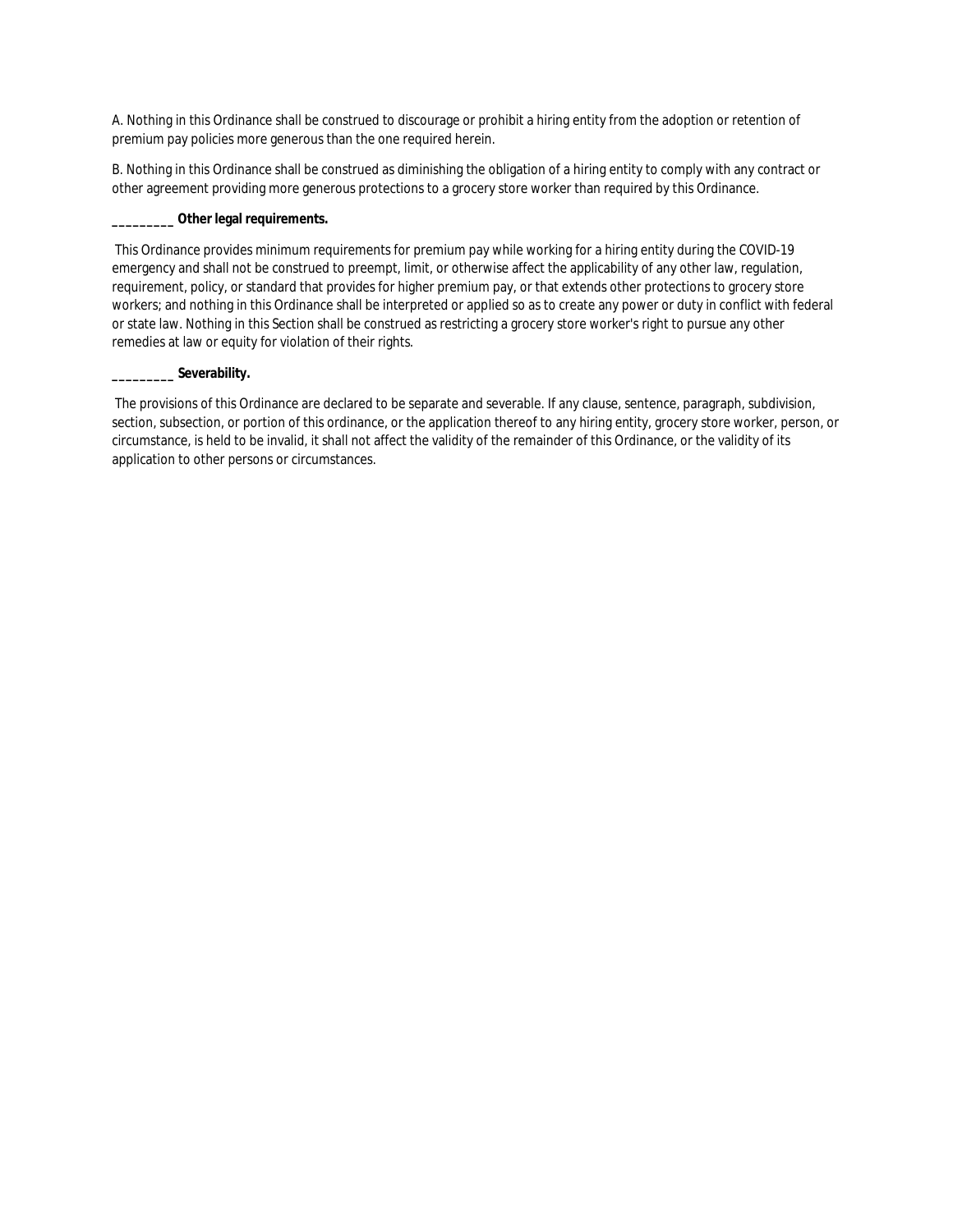A. Nothing in this Ordinance shall be construed to discourage or prohibit a hiring entity from the adoption or retention of premium pay policies more generous than the one required herein.

B. Nothing in this Ordinance shall be construed as diminishing the obligation of a hiring entity to comply with any contract or other agreement providing more generous protections to a grocery store worker than required by this Ordinance.

**_________ Other legal requirements.**

This Ordinance provides minimum requirements for premium pay while working for a hiring entity during the COVID-19 emergency and shall not be construed to preempt, limit, or otherwise affect the applicability of any other law, regulation, requirement, policy, or standard that provides for higher premium pay, or that extends other protections to grocery store workers; and nothing in this Ordinance shall be interpreted or applied so as to create any power or duty in conflict with federal or state law. Nothing in this Section shall be construed as restricting a grocery store worker's right to pursue any other remedies at law or equity for violation of their rights.

**_________ Severability.**

The provisions of this Ordinance are declared to be separate and severable. If any clause, sentence, paragraph, subdivision, section, subsection, or portion of this ordinance, or the application thereof to any hiring entity, grocery store worker, person, or circumstance, is held to be invalid, it shall not affect the validity of the remainder of this Ordinance, or the validity of its application to other persons or circumstances.